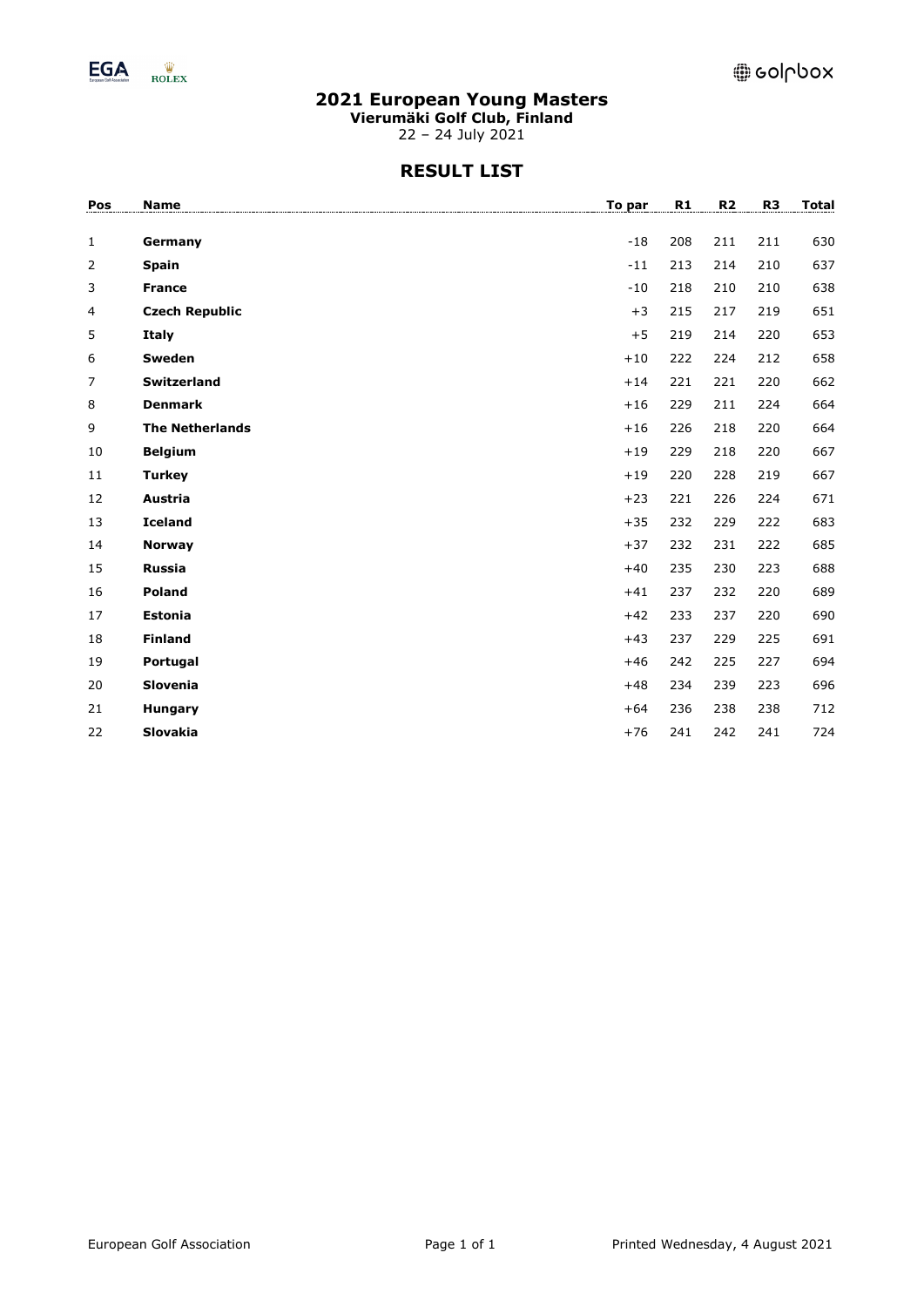# 2021 European Young Masters

**Vierumäki Golf Club, Finland**

22 – 24 July 2021

## RESULT LIST

| Pos | Name | To par | R1 | R2 | R3 | Total |
|---|---|---|---|---|---|---|
| 1 | **Germany** | -18 | 208 | 211 | 211 | 630 |
| 2 | **Spain** | -11 | 213 | 214 | 210 | 637 |
| 3 | **France** | -10 | 218 | 210 | 210 | 638 |
| 4 | **Czech Republic** | +3 | 215 | 217 | 219 | 651 |
| 5 | **Italy** | +5 | 219 | 214 | 220 | 653 |
| 6 | **Sweden** | +10 | 222 | 224 | 212 | 658 |
| 7 | **Switzerland** | +14 | 221 | 221 | 220 | 662 |
| 8 | **Denmark** | +16 | 229 | 211 | 224 | 664 |
| 9 | **The Netherlands** | +16 | 226 | 218 | 220 | 664 |
| 10 | **Belgium** | +19 | 229 | 218 | 220 | 667 |
| 11 | **Turkey** | +19 | 220 | 228 | 219 | 667 |
| 12 | **Austria** | +23 | 221 | 226 | 224 | 671 |
| 13 | **Iceland** | +35 | 232 | 229 | 222 | 683 |
| 14 | **Norway** | +37 | 232 | 231 | 222 | 685 |
| 15 | **Russia** | +40 | 235 | 230 | 223 | 688 |
| 16 | **Poland** | +41 | 237 | 232 | 220 | 689 |
| 17 | **Estonia** | +42 | 233 | 237 | 220 | 690 |
| 18 | **Finland** | +43 | 237 | 229 | 225 | 691 |
| 19 | **Portugal** | +46 | 242 | 225 | 227 | 694 |
| 20 | **Slovenia** | +48 | 234 | 239 | 223 | 696 |
| 21 | **Hungary** | +64 | 236 | 238 | 238 | 712 |
| 22 | **Slovakia** | +76 | 241 | 242 | 241 | 724 |

European Golf Association

Printed Wednesday, 4 August 2021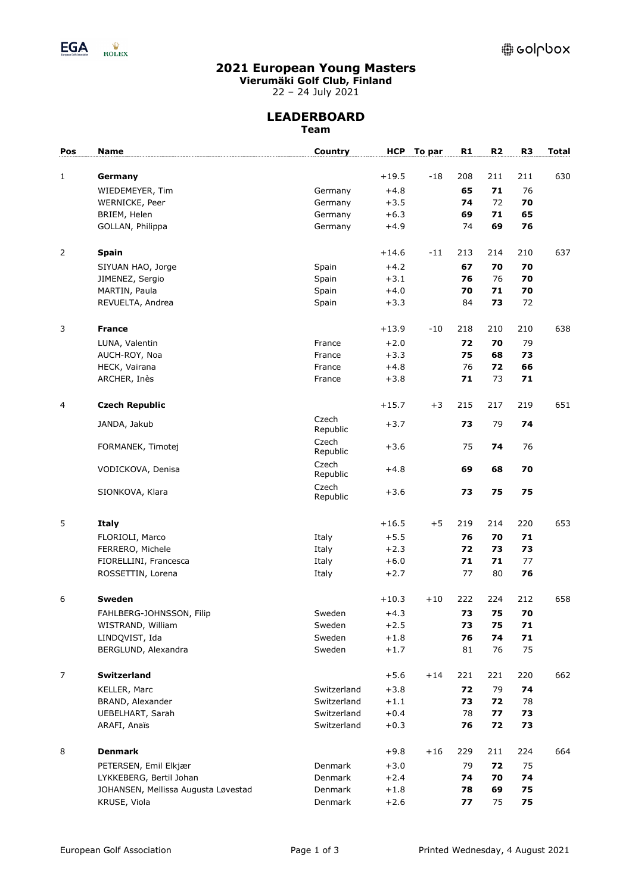# 2021 European Young Masters

**Vierumäki Golf Club, Finland**

22 – 24 July 2021

## LEADERBOARD

**Team**

| Pos | Name | Country | HCP | To par | R1 | R2 | R3 | Total |
|---|---|---|---|---|---|---|---|---|
| 1 | **Germany** | | +19.5 | -18 | 208 | 211 | 211 | 630 |
| | WIEDEMEYER, Tim | Germany | +4.8 | | **65** | **71** | 76 | |
| | WERNICKE, Peer | Germany | +3.5 | | **74** | 72 | **70** | |
| | BRIEM, Helen | Germany | +6.3 | | **69** | **71** | **65** | |
| | GOLLAN, Philippa | Germany | +4.9 | | 74 | **69** | **76** | |
| 2 | **Spain** | | +14.6 | -11 | 213 | 214 | 210 | 637 |
| | SIYUAN HAO, Jorge | Spain | +4.2 | | **67** | **70** | **70** | |
| | JIMENEZ, Sergio | Spain | +3.1 | | **76** | 76 | **70** | |
| | MARTIN, Paula | Spain | +4.0 | | **70** | **71** | **70** | |
| | REVUELTA, Andrea | Spain | +3.3 | | 84 | **73** | 72 | |
| 3 | **France** | | +13.9 | -10 | 218 | 210 | 210 | 638 |
| | LUNA, Valentin | France | +2.0 | | **72** | **70** | 79 | |
| | AUCH-ROY, Noa | France | +3.3 | | **75** | **68** | **73** | |
| | HECK, Vairana | France | +4.8 | | 76 | **72** | **66** | |
| | ARCHER, Inès | France | +3.8 | | **71** | 73 | **71** | |
| 4 | **Czech Republic** | | +15.7 | +3 | 215 | 217 | 219 | 651 |
| | JANDA, Jakub | Czech Republic | +3.7 | | **73** | 79 | **74** | |
| | FORMANEK, Timotej | Czech Republic | +3.6 | | 75 | **74** | 76 | |
| | VODICKOVA, Denisa | Czech Republic | +4.8 | | **69** | **68** | **70** | |
| | SIONKOVA, Klara | Czech Republic | +3.6 | | **73** | **75** | **75** | |
| 5 | **Italy** | | +16.5 | +5 | 219 | 214 | 220 | 653 |
| | FLORIOLI, Marco | Italy | +5.5 | | **76** | **70** | **71** | |
| | FERRERO, Michele | Italy | +2.3 | | **72** | **73** | **73** | |
| | FIORELLINI, Francesca | Italy | +6.0 | | **71** | **71** | 77 | |
| | ROSSETTIN, Lorena | Italy | +2.7 | | 77 | 80 | **76** | |
| 6 | **Sweden** | | +10.3 | +10 | 222 | 224 | 212 | 658 |
| | FAHLBERG-JOHNSSON, Filip | Sweden | +4.3 | | **73** | **75** | **70** | |
| | WISTRAND, William | Sweden | +2.5 | | **73** | **75** | **71** | |
| | LINDQVIST, Ida | Sweden | +1.8 | | **76** | **74** | **71** | |
| | BERGLUND, Alexandra | Sweden | +1.7 | | 81 | 76 | 75 | |
| 7 | **Switzerland** | | +5.6 | +14 | 221 | 221 | 220 | 662 |
| | KELLER, Marc | Switzerland | +3.8 | | **72** | 79 | **74** | |
| | BRAND, Alexander | Switzerland | +1.1 | | **73** | **72** | 78 | |
| | UEBELHART, Sarah | Switzerland | +0.4 | | 78 | **77** | **73** | |
| | ARAFI, Anaïs | Switzerland | +0.3 | | **76** | **72** | **73** | |
| 8 | **Denmark** | | +9.8 | +16 | 229 | 211 | 224 | 664 |
| | PETERSEN, Emil Elkjær | Denmark | +3.0 | | 79 | **72** | 75 | |
| | LYKKEBERG, Bertil Johan | Denmark | +2.4 | | **74** | **70** | **74** | |
| | JOHANSEN, Mellissa Augusta Løvestad | Denmark | +1.8 | | **78** | **69** | **75** | |
| | KRUSE, Viola | Denmark | +2.6 | | **77** | 75 | **75** | |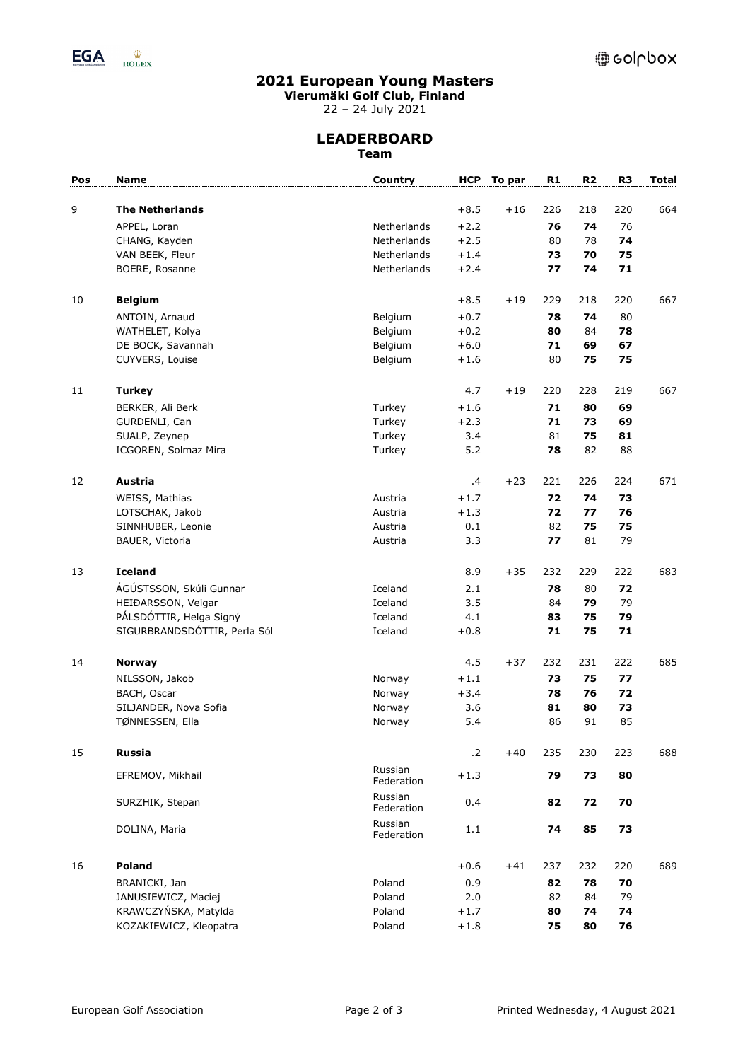## 2021 European Young Masters

**Vierumäki Golf Club, Finland**

22 – 24 July 2021

## LEADERBOARD

**Team**

| Pos | Name | Country | HCP | To par | R1 | R2 | R3 | Total |
|---|---|---|---|---|---|---|---|---|
| 9 | **The Netherlands** | | +8.5 | +16 | 226 | 218 | 220 | 664 |
| | APPEL, Loran | Netherlands | +2.2 | | **76** | **74** | 76 | |
| | CHANG, Kayden | Netherlands | +2.5 | | 80 | 78 | **74** | |
| | VAN BEEK, Fleur | Netherlands | +1.4 | | **73** | **70** | **75** | |
| | BOERE, Rosanne | Netherlands | +2.4 | | **77** | **74** | **71** | |
| 10 | **Belgium** | | +8.5 | +19 | 229 | 218 | 220 | 667 |
| | ANTOIN, Arnaud | Belgium | +0.7 | | **78** | **74** | 80 | |
| | WATHELET, Kolya | Belgium | +0.2 | | **80** | 84 | **78** | |
| | DE BOCK, Savannah | Belgium | +6.0 | | **71** | **69** | **67** | |
| | CUYVERS, Louise | Belgium | +1.6 | | 80 | **75** | **75** | |
| 11 | **Turkey** | | 4.7 | +19 | 220 | 228 | 219 | 667 |
| | BERKER, Ali Berk | Turkey | +1.6 | | **71** | **80** | **69** | |
| | GURDENLI, Can | Turkey | +2.3 | | **71** | **73** | **69** | |
| | SUALP, Zeynep | Turkey | 3.4 | | 81 | **75** | **81** | |
| | ICGOREN, Solmaz Mira | Turkey | 5.2 | | **78** | 82 | 88 | |
| 12 | **Austria** | | .4 | +23 | 221 | 226 | 224 | 671 |
| | WEISS, Mathias | Austria | +1.7 | | **72** | **74** | **73** | |
| | LOTSCHAK, Jakob | Austria | +1.3 | | **72** | **77** | **76** | |
| | SINNHUBER, Leonie | Austria | 0.1 | | 82 | **75** | **75** | |
| | BAUER, Victoria | Austria | 3.3 | | **77** | 81 | 79 | |
| 13 | **Iceland** | | 8.9 | +35 | 232 | 229 | 222 | 683 |
| | ÁGÚSTSSON, Skúli Gunnar | Iceland | 2.1 | | **78** | 80 | **72** | |
| | HEIÐARSSON, Veigar | Iceland | 3.5 | | 84 | **79** | 79 | |
| | PÁLSDÓTTIR, Helga Signý | Iceland | 4.1 | | **83** | **75** | **79** | |
| | SIGURBRANDSDÓTTIR, Perla Sól | Iceland | +0.8 | | **71** | **75** | **71** | |
| 14 | **Norway** | | 4.5 | +37 | 232 | 231 | 222 | 685 |
| | NILSSON, Jakob | Norway | +1.1 | | **73** | **75** | **77** | |
| | BACH, Oscar | Norway | +3.4 | | **78** | **76** | **72** | |
| | SILJANDER, Nova Sofia | Norway | 3.6 | | **81** | **80** | **73** | |
| | TØNNESSEN, Ella | Norway | 5.4 | | 86 | 91 | 85 | |
| 15 | **Russia** | | .2 | +40 | 235 | 230 | 223 | 688 |
| | EFREMOV, Mikhail | Russian Federation | +1.3 | | **79** | **73** | **80** | |
| | SURZHIK, Stepan | Russian Federation | 0.4 | | **82** | **72** | **70** | |
| | DOLINA, Maria | Russian Federation | 1.1 | | **74** | **85** | **73** | |
| 16 | **Poland** | | +0.6 | +41 | 237 | 232 | 220 | 689 |
| | BRANICKI, Jan | Poland | 0.9 | | **82** | **78** | **70** | |
| | JANUSIEWICZ, Maciej | Poland | 2.0 | | 82 | 84 | 79 | |
| | KRAWCZYŃSKA, Matylda | Poland | +1.7 | | **80** | **74** | **74** | |
| | KOZAKIEWICZ, Kleopatra | Poland | +1.8 | | **75** | **80** | **76** | |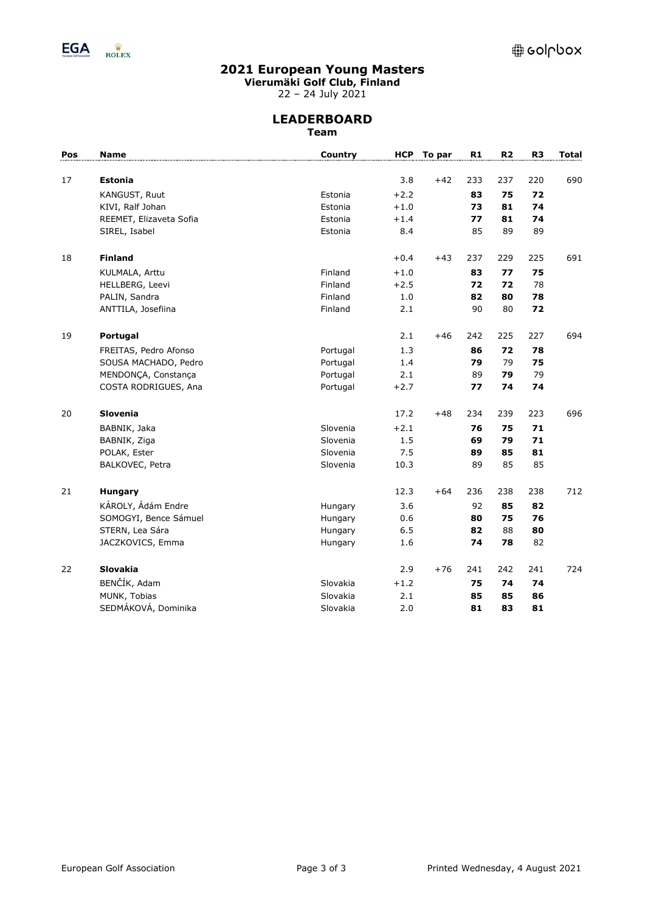# 2021 European Young Masters

**Vierumäki Golf Club, Finland**

22 – 24 July 2021

## LEADERBOARD

**Team**

| Pos | Name | Country | HCP | To par | R1 | R2 | R3 | Total |
|---|---|---|---|---|---|---|---|---|
| 17 | **Estonia** | | 3.8 | +42 | 233 | 237 | 220 | 690 |
| | KANGUST, Ruut | Estonia | +2.2 | | **83** | **75** | **72** | |
| | KIVI, Ralf Johan | Estonia | +1.0 | | **73** | **81** | **74** | |
| | REEMET, Elizaveta Sofia | Estonia | +1.4 | | **77** | **81** | **74** | |
| | SIREL, Isabel | Estonia | 8.4 | | 85 | 89 | 89 | |
| 18 | **Finland** | | +0.4 | +43 | 237 | 229 | 225 | 691 |
| | KULMALA, Arttu | Finland | +1.0 | | **83** | **77** | **75** | |
| | HELLBERG, Leevi | Finland | +2.5 | | **72** | **72** | 78 | |
| | PALIN, Sandra | Finland | 1.0 | | **82** | **80** | **78** | |
| | ANTTILA, Josefiina | Finland | 2.1 | | 90 | 80 | **72** | |
| 19 | **Portugal** | | 2.1 | +46 | 242 | 225 | 227 | 694 |
| | FREITAS, Pedro Afonso | Portugal | 1.3 | | **86** | **72** | **78** | |
| | SOUSA MACHADO, Pedro | Portugal | 1.4 | | **79** | 79 | **75** | |
| | MENDONÇA, Constança | Portugal | 2.1 | | 89 | **79** | 79 | |
| | COSTA RODRIGUES, Ana | Portugal | +2.7 | | **77** | **74** | **74** | |
| 20 | **Slovenia** | | 17.2 | +48 | 234 | 239 | 223 | 696 |
| | BABNIK, Jaka | Slovenia | +2.1 | | **76** | **75** | **71** | |
| | BABNIK, Ziga | Slovenia | 1.5 | | **69** | **79** | **71** | |
| | POLAK, Ester | Slovenia | 7.5 | | **89** | **85** | **81** | |
| | BALKOVEC, Petra | Slovenia | 10.3 | | 89 | 85 | 85 | |
| 21 | **Hungary** | | 12.3 | +64 | 236 | 238 | 238 | 712 |
| | KÁROLY, Ádám Endre | Hungary | 3.6 | | 92 | **85** | **82** | |
| | SOMOGYI, Bence Sámuel | Hungary | 0.6 | | **80** | **75** | **76** | |
| | STERN, Lea Sára | Hungary | 6.5 | | **82** | 88 | **80** | |
| | JACZKOVICS, Emma | Hungary | 1.6 | | **74** | **78** | 82 | |
| 22 | **Slovakia** | | 2.9 | +76 | 241 | 242 | 241 | 724 |
| | BENČÍK, Adam | Slovakia | +1.2 | | **75** | **74** | **74** | |
| | MUNK, Tobias | Slovakia | 2.1 | | **85** | **85** | **86** | |
| | SEDMÁKOVÁ, Dominika | Slovakia | 2.0 | | **81** | **83** | **81** | |

European Golf Association

Printed Wednesday, 4 August 2021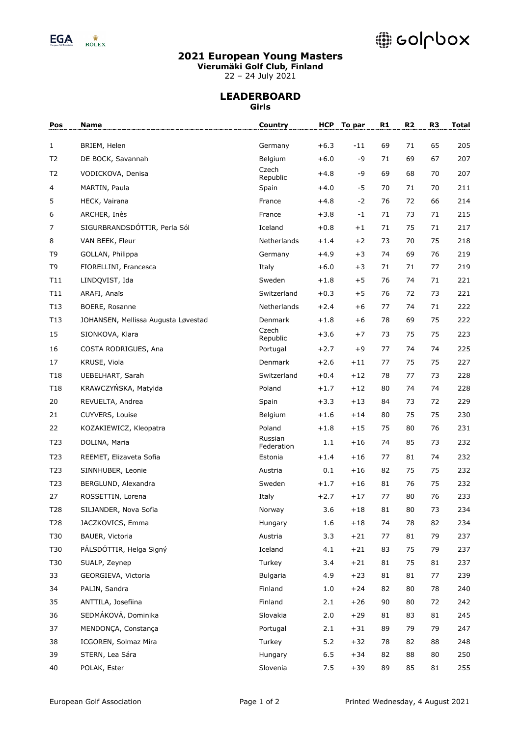# 2021 European Young Masters

**Vierumäki Golf Club, Finland**

22 – 24 July 2021

## LEADERBOARD

**Girls**

| Pos | Name | Country | HCP | To par | R1 | R2 | R3 | Total |
|---|---|---|---|---|---|---|---|---|
| 1 | BRIEM, Helen | Germany | +6.3 | -11 | 69 | 71 | 65 | 205 |
| T2 | DE BOCK, Savannah | Belgium | +6.0 | -9 | 71 | 69 | 67 | 207 |
| T2 | VODICKOVA, Denisa | Czech Republic | +4.8 | -9 | 69 | 68 | 70 | 207 |
| 4 | MARTIN, Paula | Spain | +4.0 | -5 | 70 | 71 | 70 | 211 |
| 5 | HECK, Vairana | France | +4.8 | -2 | 76 | 72 | 66 | 214 |
| 6 | ARCHER, Inès | France | +3.8 | -1 | 71 | 73 | 71 | 215 |
| 7 | SIGURBRANDSDÓTTIR, Perla Sól | Iceland | +0.8 | +1 | 71 | 75 | 71 | 217 |
| 8 | VAN BEEK, Fleur | Netherlands | +1.4 | +2 | 73 | 70 | 75 | 218 |
| T9 | GOLLAN, Philippa | Germany | +4.9 | +3 | 74 | 69 | 76 | 219 |
| T9 | FIORELLINI, Francesca | Italy | +6.0 | +3 | 71 | 71 | 77 | 219 |
| T11 | LINDQVIST, Ida | Sweden | +1.8 | +5 | 76 | 74 | 71 | 221 |
| T11 | ARAFI, Anaïs | Switzerland | +0.3 | +5 | 76 | 72 | 73 | 221 |
| T13 | BOERE, Rosanne | Netherlands | +2.4 | +6 | 77 | 74 | 71 | 222 |
| T13 | JOHANSEN, Mellissa Augusta Løvestad | Denmark | +1.8 | +6 | 78 | 69 | 75 | 222 |
| 15 | SIONKOVA, Klara | Czech Republic | +3.6 | +7 | 73 | 75 | 75 | 223 |
| 16 | COSTA RODRIGUES, Ana | Portugal | +2.7 | +9 | 77 | 74 | 74 | 225 |
| 17 | KRUSE, Viola | Denmark | +2.6 | +11 | 77 | 75 | 75 | 227 |
| T18 | UEBELHART, Sarah | Switzerland | +0.4 | +12 | 78 | 77 | 73 | 228 |
| T18 | KRAWCZYŃSKA, Matylda | Poland | +1.7 | +12 | 80 | 74 | 74 | 228 |
| 20 | REVUELTA, Andrea | Spain | +3.3 | +13 | 84 | 73 | 72 | 229 |
| 21 | CUYVERS, Louise | Belgium | +1.6 | +14 | 80 | 75 | 75 | 230 |
| 22 | KOZAKIEWICZ, Kleopatra | Poland | +1.8 | +15 | 75 | 80 | 76 | 231 |
| T23 | DOLINA, Maria | Russian Federation | 1.1 | +16 | 74 | 85 | 73 | 232 |
| T23 | REEMET, Elizaveta Sofia | Estonia | +1.4 | +16 | 77 | 81 | 74 | 232 |
| T23 | SINNHUBER, Leonie | Austria | 0.1 | +16 | 82 | 75 | 75 | 232 |
| T23 | BERGLUND, Alexandra | Sweden | +1.7 | +16 | 81 | 76 | 75 | 232 |
| 27 | ROSSETTIN, Lorena | Italy | +2.7 | +17 | 77 | 80 | 76 | 233 |
| T28 | SILJANDER, Nova Sofia | Norway | 3.6 | +18 | 81 | 80 | 73 | 234 |
| T28 | JACZKOVICS, Emma | Hungary | 1.6 | +18 | 74 | 78 | 82 | 234 |
| T30 | BAUER, Victoria | Austria | 3.3 | +21 | 77 | 81 | 79 | 237 |
| T30 | PÁLSDÓTTIR, Helga Signý | Iceland | 4.1 | +21 | 83 | 75 | 79 | 237 |
| T30 | SUALP, Zeynep | Turkey | 3.4 | +21 | 81 | 75 | 81 | 237 |
| 33 | GEORGIEVA, Victoria | Bulgaria | 4.9 | +23 | 81 | 81 | 77 | 239 |
| 34 | PALIN, Sandra | Finland | 1.0 | +24 | 82 | 80 | 78 | 240 |
| 35 | ANTTILA, Josefiina | Finland | 2.1 | +26 | 90 | 80 | 72 | 242 |
| 36 | SEDMÁKOVÁ, Dominika | Slovakia | 2.0 | +29 | 81 | 83 | 81 | 245 |
| 37 | MENDONÇA, Constança | Portugal | 2.1 | +31 | 89 | 79 | 79 | 247 |
| 38 | ICGOREN, Solmaz Mira | Turkey | 5.2 | +32 | 78 | 82 | 88 | 248 |
| 39 | STERN, Lea Sára | Hungary | 6.5 | +34 | 82 | 88 | 80 | 250 |
| 40 | POLAK, Ester | Slovenia | 7.5 | +39 | 89 | 85 | 81 | 255 |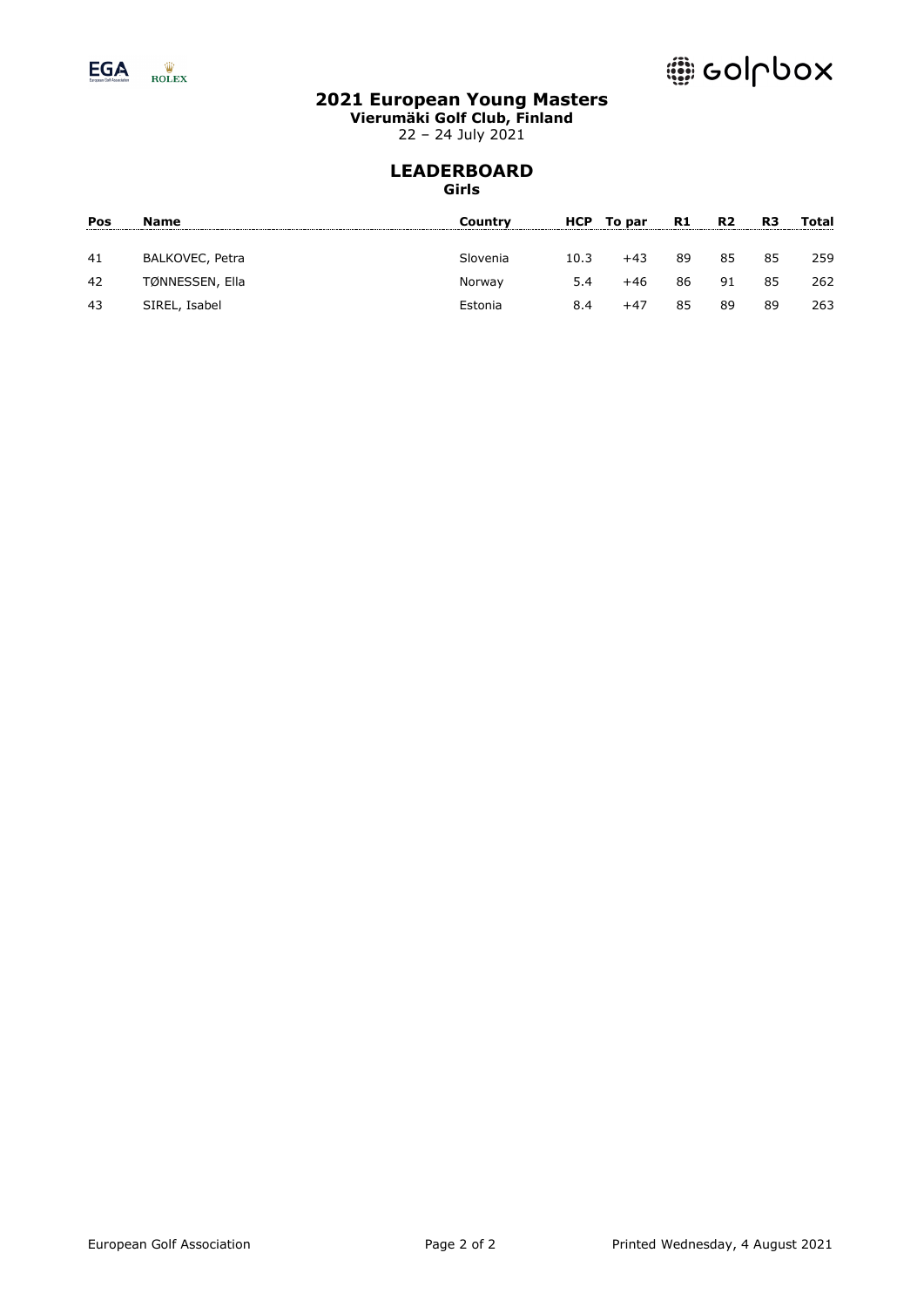# 2021 European Young Masters

**Vierumäki Golf Club, Finland**

22 – 24 July 2021

## LEADERBOARD

**Girls**

| Pos | Name | Country | HCP | To par | R1 | R2 | R3 | Total |
|---|---|---|---|---|---|---|---|---|
| 41 | BALKOVEC, Petra | Slovenia | 10.3 | +43 | 89 | 85 | 85 | 259 |
| 42 | TØNNESSEN, Ella | Norway | 5.4 | +46 | 86 | 91 | 85 | 262 |
| 43 | SIREL, Isabel | Estonia | 8.4 | +47 | 85 | 89 | 89 | 263 |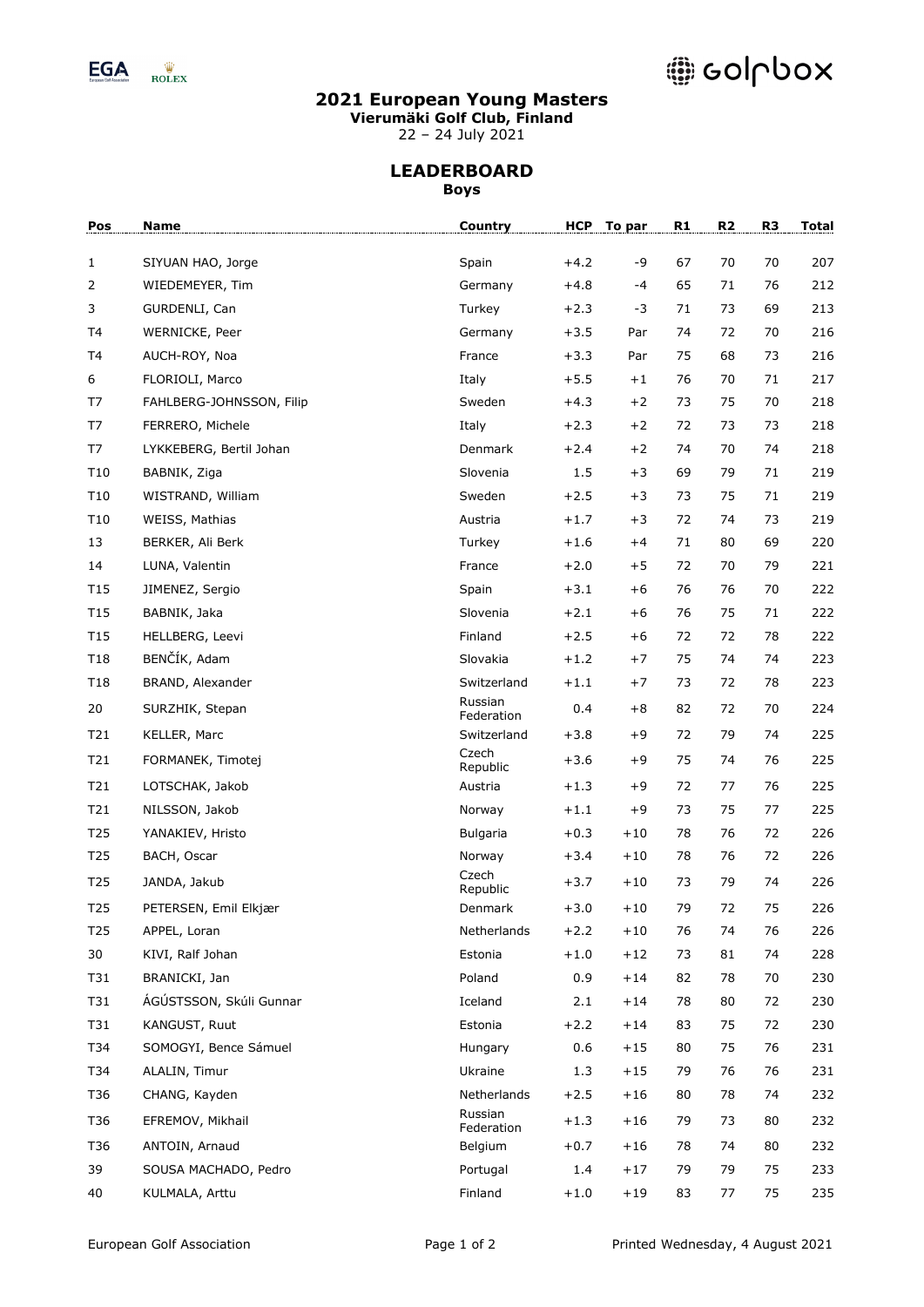# 2021 European Young Masters

**Vierumäki Golf Club, Finland**

22 – 24 July 2021

## LEADERBOARD

**Boys**

| Pos | Name | Country | HCP | To par | R1 | R2 | R3 | Total |
|---|---|---|---|---|---|---|---|---|
| 1 | SIYUAN HAO, Jorge | Spain | +4.2 | -9 | 67 | 70 | 70 | 207 |
| 2 | WIEDEMEYER, Tim | Germany | +4.8 | -4 | 65 | 71 | 76 | 212 |
| 3 | GURDENLI, Can | Turkey | +2.3 | -3 | 71 | 73 | 69 | 213 |
| T4 | WERNICKE, Peer | Germany | +3.5 | Par | 74 | 72 | 70 | 216 |
| T4 | AUCH-ROY, Noa | France | +3.3 | Par | 75 | 68 | 73 | 216 |
| 6 | FLORIOLI, Marco | Italy | +5.5 | +1 | 76 | 70 | 71 | 217 |
| T7 | FAHLBERG-JOHNSSON, Filip | Sweden | +4.3 | +2 | 73 | 75 | 70 | 218 |
| T7 | FERRERO, Michele | Italy | +2.3 | +2 | 72 | 73 | 73 | 218 |
| T7 | LYKKEBERG, Bertil Johan | Denmark | +2.4 | +2 | 74 | 70 | 74 | 218 |
| T10 | BABNIK, Ziga | Slovenia | 1.5 | +3 | 69 | 79 | 71 | 219 |
| T10 | WISTRAND, William | Sweden | +2.5 | +3 | 73 | 75 | 71 | 219 |
| T10 | WEISS, Mathias | Austria | +1.7 | +3 | 72 | 74 | 73 | 219 |
| 13 | BERKER, Ali Berk | Turkey | +1.6 | +4 | 71 | 80 | 69 | 220 |
| 14 | LUNA, Valentin | France | +2.0 | +5 | 72 | 70 | 79 | 221 |
| T15 | JIMENEZ, Sergio | Spain | +3.1 | +6 | 76 | 76 | 70 | 222 |
| T15 | BABNIK, Jaka | Slovenia | +2.1 | +6 | 76 | 75 | 71 | 222 |
| T15 | HELLBERG, Leevi | Finland | +2.5 | +6 | 72 | 72 | 78 | 222 |
| T18 | BENČÍK, Adam | Slovakia | +1.2 | +7 | 75 | 74 | 74 | 223 |
| T18 | BRAND, Alexander | Switzerland | +1.1 | +7 | 73 | 72 | 78 | 223 |
| 20 | SURZHIK, Stepan | Russian Federation | 0.4 | +8 | 82 | 72 | 70 | 224 |
| T21 | KELLER, Marc | Switzerland | +3.8 | +9 | 72 | 79 | 74 | 225 |
| T21 | FORMANEK, Timotej | Czech Republic | +3.6 | +9 | 75 | 74 | 76 | 225 |
| T21 | LOTSCHAK, Jakob | Austria | +1.3 | +9 | 72 | 77 | 76 | 225 |
| T21 | NILSSON, Jakob | Norway | +1.1 | +9 | 73 | 75 | 77 | 225 |
| T25 | YANAKIEV, Hristo | Bulgaria | +0.3 | +10 | 78 | 76 | 72 | 226 |
| T25 | BACH, Oscar | Norway | +3.4 | +10 | 78 | 76 | 72 | 226 |
| T25 | JANDA, Jakub | Czech Republic | +3.7 | +10 | 73 | 79 | 74 | 226 |
| T25 | PETERSEN, Emil Elkjær | Denmark | +3.0 | +10 | 79 | 72 | 75 | 226 |
| T25 | APPEL, Loran | Netherlands | +2.2 | +10 | 76 | 74 | 76 | 226 |
| 30 | KIVI, Ralf Johan | Estonia | +1.0 | +12 | 73 | 81 | 74 | 228 |
| T31 | BRANICKI, Jan | Poland | 0.9 | +14 | 82 | 78 | 70 | 230 |
| T31 | ÁGÚSTSSON, Skúli Gunnar | Iceland | 2.1 | +14 | 78 | 80 | 72 | 230 |
| T31 | KANGUST, Ruut | Estonia | +2.2 | +14 | 83 | 75 | 72 | 230 |
| T34 | SOMOGYI, Bence Sámuel | Hungary | 0.6 | +15 | 80 | 75 | 76 | 231 |
| T34 | ALALIN, Timur | Ukraine | 1.3 | +15 | 79 | 76 | 76 | 231 |
| T36 | CHANG, Kayden | Netherlands | +2.5 | +16 | 80 | 78 | 74 | 232 |
| T36 | EFREMOV, Mikhail | Russian Federation | +1.3 | +16 | 79 | 73 | 80 | 232 |
| T36 | ANTOIN, Arnaud | Belgium | +0.7 | +16 | 78 | 74 | 80 | 232 |
| 39 | SOUSA MACHADO, Pedro | Portugal | 1.4 | +17 | 79 | 79 | 75 | 233 |
| 40 | KULMALA, Arttu | Finland | +1.0 | +19 | 83 | 77 | 75 | 235 |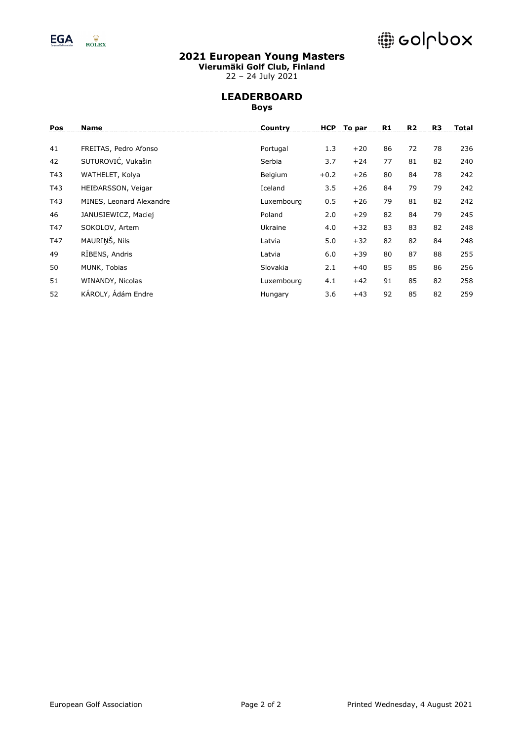## 2021 European Young Masters

**Vierumäki Golf Club, Finland**

22 – 24 July 2021

### LEADERBOARD

**Boys**

| Pos | Name | Country | HCP | To par | R1 | R2 | R3 | Total |
|---|---|---|---|---|---|---|---|---|
| 41 | FREITAS, Pedro Afonso | Portugal | 1.3 | +20 | 86 | 72 | 78 | 236 |
| 42 | SUTUROVIĆ, Vukašin | Serbia | 3.7 | +24 | 77 | 81 | 82 | 240 |
| T43 | WATHELET, Kolya | Belgium | +0.2 | +26 | 80 | 84 | 78 | 242 |
| T43 | HEIÐARSSON, Veigar | Iceland | 3.5 | +26 | 84 | 79 | 79 | 242 |
| T43 | MINES, Leonard Alexandre | Luxembourg | 0.5 | +26 | 79 | 81 | 82 | 242 |
| 46 | JANUSIEWICZ, Maciej | Poland | 2.0 | +29 | 82 | 84 | 79 | 245 |
| T47 | SOKOLOV, Artem | Ukraine | 4.0 | +32 | 83 | 83 | 82 | 248 |
| T47 | MAURIŅŠ, Nils | Latvia | 5.0 | +32 | 82 | 82 | 84 | 248 |
| 49 | RĪBENS, Andris | Latvia | 6.0 | +39 | 80 | 87 | 88 | 255 |
| 50 | MUNK, Tobias | Slovakia | 2.1 | +40 | 85 | 85 | 86 | 256 |
| 51 | WINANDY, Nicolas | Luxembourg | 4.1 | +42 | 91 | 85 | 82 | 258 |
| 52 | KÁROLY, Ádám Endre | Hungary | 3.6 | +43 | 92 | 85 | 82 | 259 |

European Golf Association

Printed Wednesday, 4 August 2021